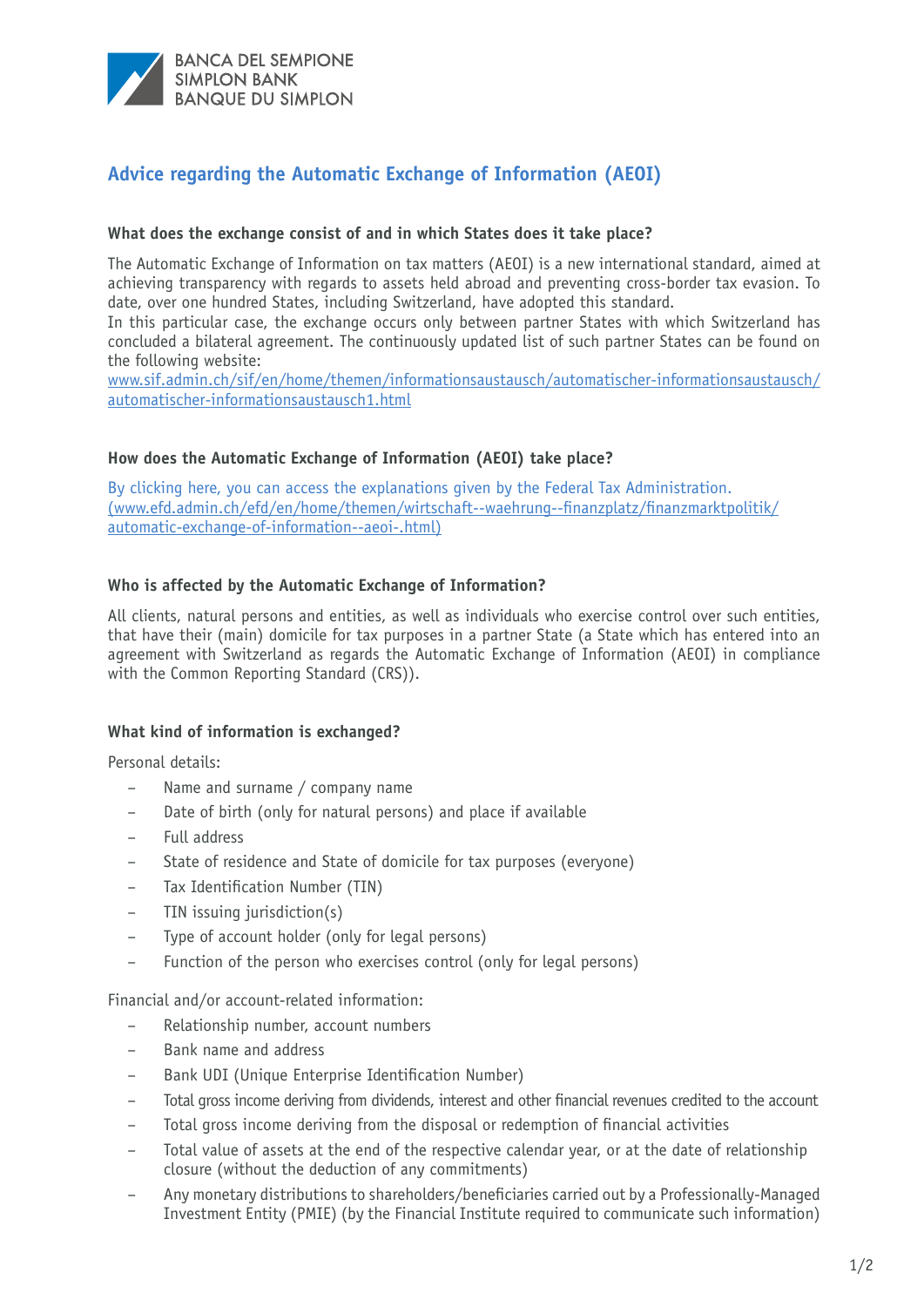BANCA DEL SEMPIONE
SIMPLON BANK
BANQUE DU SIMPLON

# Advice regarding the Automatic Exchange of Information (AEOI)

### What does the exchange consist of and in which States does it take place?

The Automatic Exchange of Information on tax matters (AEOI) is a new international standard, aimed at achieving transparency with regards to assets held abroad and preventing cross-border tax evasion. To date, over one hundred States, including Switzerland, have adopted this standard.
In this particular case, the exchange occurs only between partner States with which Switzerland has concluded a bilateral agreement. The continuously updated list of such partner States can be found on the following website:
www.sif.admin.ch/sif/en/home/themen/informationsaustausch/automatischer-informationsaustausch/automatischer-informationsaustausch1.html

### How does the Automatic Exchange of Information (AEOI) take place?

By clicking here, you can access the explanations given by the Federal Tax Administration.
(www.efd.admin.ch/efd/en/home/themen/wirtschaft--waehrung--finanzplatz/finanzmarktpolitik/automatic-exchange-of-information--aeoi-.html)

### Who is affected by the Automatic Exchange of Information?

All clients, natural persons and entities, as well as individuals who exercise control over such entities, that have their (main) domicile for tax purposes in a partner State (a State which has entered into an agreement with Switzerland as regards the Automatic Exchange of Information (AEOI) in compliance with the Common Reporting Standard (CRS)).

### What kind of information is exchanged?

Personal details:

- Name and surname / company name
- Date of birth (only for natural persons) and place if available
- Full address
- State of residence and State of domicile for tax purposes (everyone)
- Tax Identification Number (TIN)
- TIN issuing jurisdiction(s)
- Type of account holder (only for legal persons)
- Function of the person who exercises control (only for legal persons)

Financial and/or account-related information:

- Relationship number, account numbers
- Bank name and address
- Bank UDI (Unique Enterprise Identification Number)
- Total gross income deriving from dividends, interest and other financial revenues credited to the account
- Total gross income deriving from the disposal or redemption of financial activities
- Total value of assets at the end of the respective calendar year, or at the date of relationship closure (without the deduction of any commitments)
- Any monetary distributions to shareholders/beneficiaries carried out by a Professionally-Managed Investment Entity (PMIE) (by the Financial Institute required to communicate such information)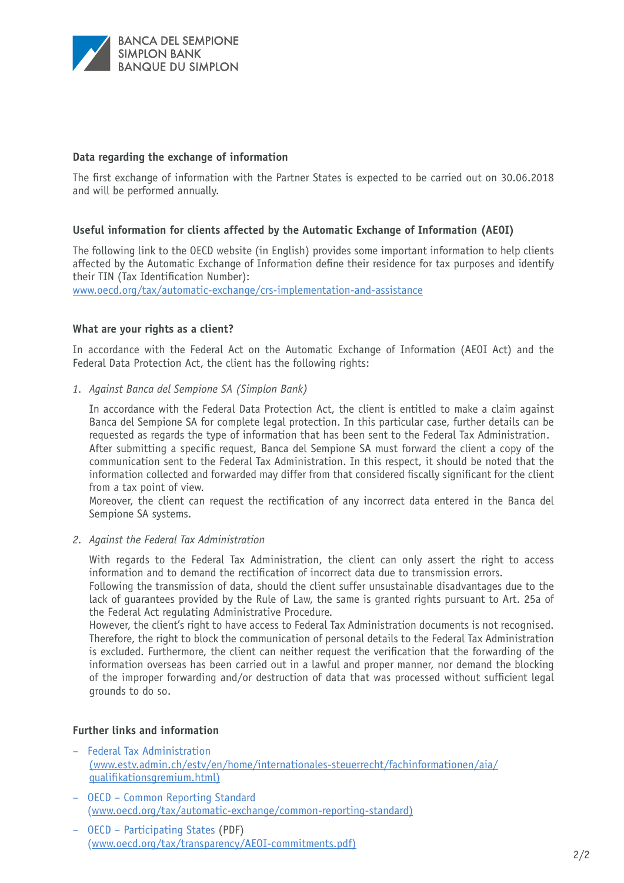BANCA DEL SEMPIONE
SIMPLON BANK
BANQUE DU SIMPLON

### Data regarding the exchange of information

The first exchange of information with the Partner States is expected to be carried out on 30.06.2018 and will be performed annually.

### Useful information for clients affected by the Automatic Exchange of Information (AEOI)

The following link to the OECD website (in English) provides some important information to help clients affected by the Automatic Exchange of Information define their residence for tax purposes and identify their TIN (Tax Identification Number):
www.oecd.org/tax/automatic-exchange/crs-implementation-and-assistance

### What are your rights as a client?

In accordance with the Federal Act on the Automatic Exchange of Information (AEOI Act) and the Federal Data Protection Act, the client has the following rights:

1. *Against Banca del Sempione SA (Simplon Bank)*

   In accordance with the Federal Data Protection Act, the client is entitled to make a claim against Banca del Sempione SA for complete legal protection. In this particular case, further details can be requested as regards the type of information that has been sent to the Federal Tax Administration. After submitting a specific request, Banca del Sempione SA must forward the client a copy of the communication sent to the Federal Tax Administration. In this respect, it should be noted that the information collected and forwarded may differ from that considered fiscally significant for the client from a tax point of view.
   Moreover, the client can request the rectification of any incorrect data entered in the Banca del Sempione SA systems.

2. *Against the Federal Tax Administration*

   With regards to the Federal Tax Administration, the client can only assert the right to access information and to demand the rectification of incorrect data due to transmission errors.
   Following the transmission of data, should the client suffer unsustainable disadvantages due to the lack of guarantees provided by the Rule of Law, the same is granted rights pursuant to Art. 25a of the Federal Act regulating Administrative Procedure.
   However, the client's right to have access to Federal Tax Administration documents is not recognised. Therefore, the right to block the communication of personal details to the Federal Tax Administration is excluded. Furthermore, the client can neither request the verification that the forwarding of the information overseas has been carried out in a lawful and proper manner, nor demand the blocking of the improper forwarding and/or destruction of data that was processed without sufficient legal grounds to do so.

### Further links and information

- Federal Tax Administration
  (www.estv.admin.ch/estv/en/home/internationales-steuerrecht/fachinformationen/aia/qualifikationsgremium.html)
- OECD – Common Reporting Standard
  (www.oecd.org/tax/automatic-exchange/common-reporting-standard)
- OECD – Participating States (PDF)
  (www.oecd.org/tax/transparency/AEOI-commitments.pdf)